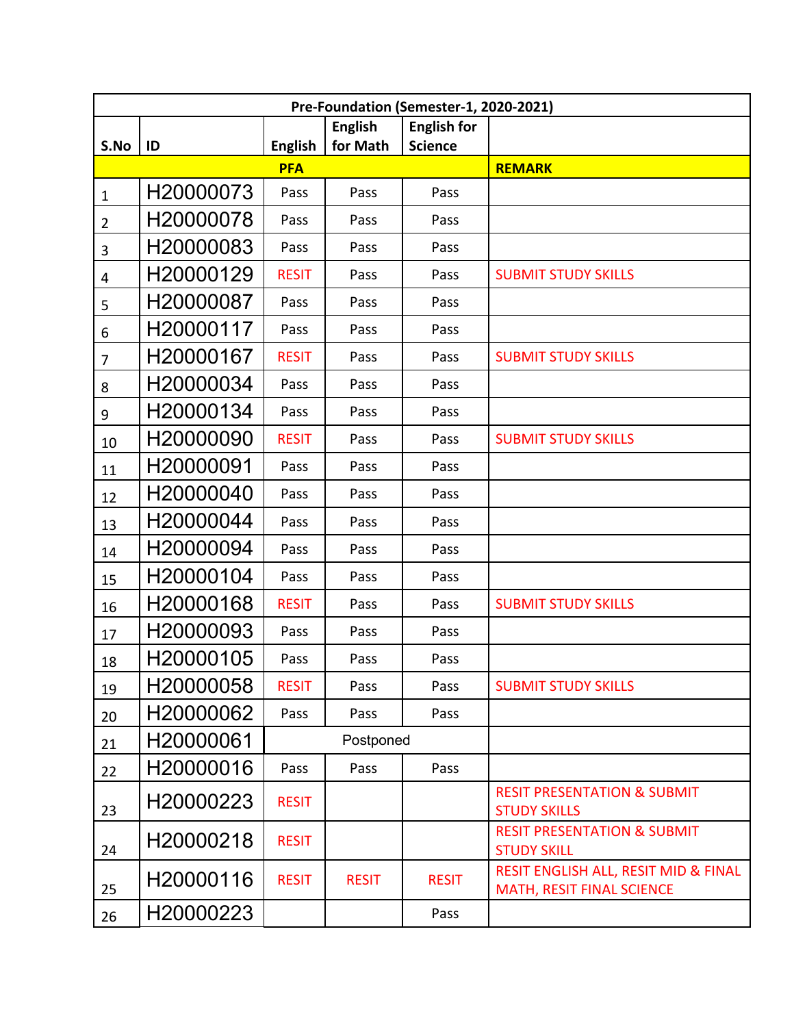| Pre-Foundation (Semester-1, 2020-2021) | | | | | |
|---|---|---|---|---|---|
| S.No | ID | English | English for Math | English for Science | |
| PFA | | | | | REMARK |
| 1 | H20000073 | Pass | Pass | Pass | |
| 2 | H20000078 | Pass | Pass | Pass | |
| 3 | H20000083 | Pass | Pass | Pass | |
| 4 | H20000129 | RESIT | Pass | Pass | SUBMIT STUDY SKILLS |
| 5 | H20000087 | Pass | Pass | Pass | |
| 6 | H20000117 | Pass | Pass | Pass | |
| 7 | H20000167 | RESIT | Pass | Pass | SUBMIT STUDY SKILLS |
| 8 | H20000034 | Pass | Pass | Pass | |
| 9 | H20000134 | Pass | Pass | Pass | |
| 10 | H20000090 | RESIT | Pass | Pass | SUBMIT STUDY SKILLS |
| 11 | H20000091 | Pass | Pass | Pass | |
| 12 | H20000040 | Pass | Pass | Pass | |
| 13 | H20000044 | Pass | Pass | Pass | |
| 14 | H20000094 | Pass | Pass | Pass | |
| 15 | H20000104 | Pass | Pass | Pass | |
| 16 | H20000168 | RESIT | Pass | Pass | SUBMIT STUDY SKILLS |
| 17 | H20000093 | Pass | Pass | Pass | |
| 18 | H20000105 | Pass | Pass | Pass | |
| 19 | H20000058 | RESIT | Pass | Pass | SUBMIT STUDY SKILLS |
| 20 | H20000062 | Pass | Pass | Pass | |
| 21 | H20000061 | Postponed | | | |
| 22 | H20000016 | Pass | Pass | Pass | |
| 23 | H20000223 | RESIT | | | RESIT PRESENTATION & SUBMIT STUDY SKILLS |
| 24 | H20000218 | RESIT | | | RESIT PRESENTATION & SUBMIT STUDY SKILL |
| 25 | H20000116 | RESIT | RESIT | RESIT | RESIT ENGLISH ALL, RESIT MID & FINAL MATH, RESIT FINAL SCIENCE |
| 26 | H20000223 | | | Pass | |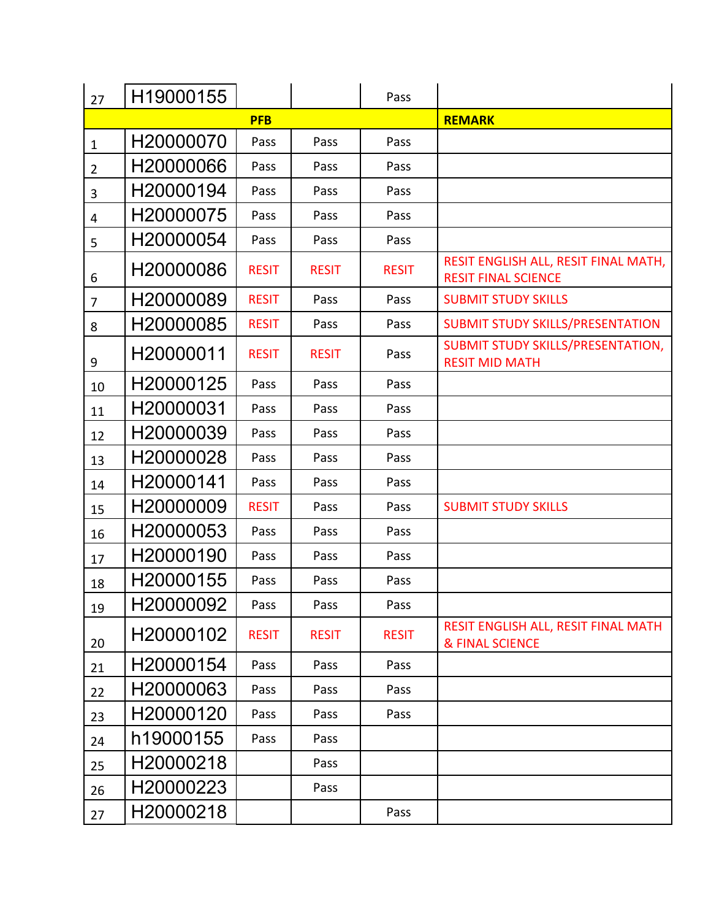| | | | | | |
|---|---|---|---|---|---|
| 27 | H19000155 | | | Pass | |
| | | PFB | | | REMARK |
| 1 | H20000070 | Pass | Pass | Pass | |
| 2 | H20000066 | Pass | Pass | Pass | |
| 3 | H20000194 | Pass | Pass | Pass | |
| 4 | H20000075 | Pass | Pass | Pass | |
| 5 | H20000054 | Pass | Pass | Pass | |
| 6 | H20000086 | RESIT | RESIT | RESIT | RESIT ENGLISH ALL, RESIT FINAL MATH, RESIT FINAL SCIENCE |
| 7 | H20000089 | RESIT | Pass | Pass | SUBMIT STUDY SKILLS |
| 8 | H20000085 | RESIT | Pass | Pass | SUBMIT STUDY SKILLS/PRESENTATION |
| 9 | H20000011 | RESIT | RESIT | Pass | SUBMIT STUDY SKILLS/PRESENTATION, RESIT MID MATH |
| 10 | H20000125 | Pass | Pass | Pass | |
| 11 | H20000031 | Pass | Pass | Pass | |
| 12 | H20000039 | Pass | Pass | Pass | |
| 13 | H20000028 | Pass | Pass | Pass | |
| 14 | H20000141 | Pass | Pass | Pass | |
| 15 | H20000009 | RESIT | Pass | Pass | SUBMIT STUDY SKILLS |
| 16 | H20000053 | Pass | Pass | Pass | |
| 17 | H20000190 | Pass | Pass | Pass | |
| 18 | H20000155 | Pass | Pass | Pass | |
| 19 | H20000092 | Pass | Pass | Pass | |
| 20 | H20000102 | RESIT | RESIT | RESIT | RESIT ENGLISH ALL, RESIT FINAL MATH & FINAL SCIENCE |
| 21 | H20000154 | Pass | Pass | Pass | |
| 22 | H20000063 | Pass | Pass | Pass | |
| 23 | H20000120 | Pass | Pass | Pass | |
| 24 | h19000155 | Pass | Pass | | |
| 25 | H20000218 | | Pass | | |
| 26 | H20000223 | | Pass | | |
| 27 | H20000218 | | | Pass | |